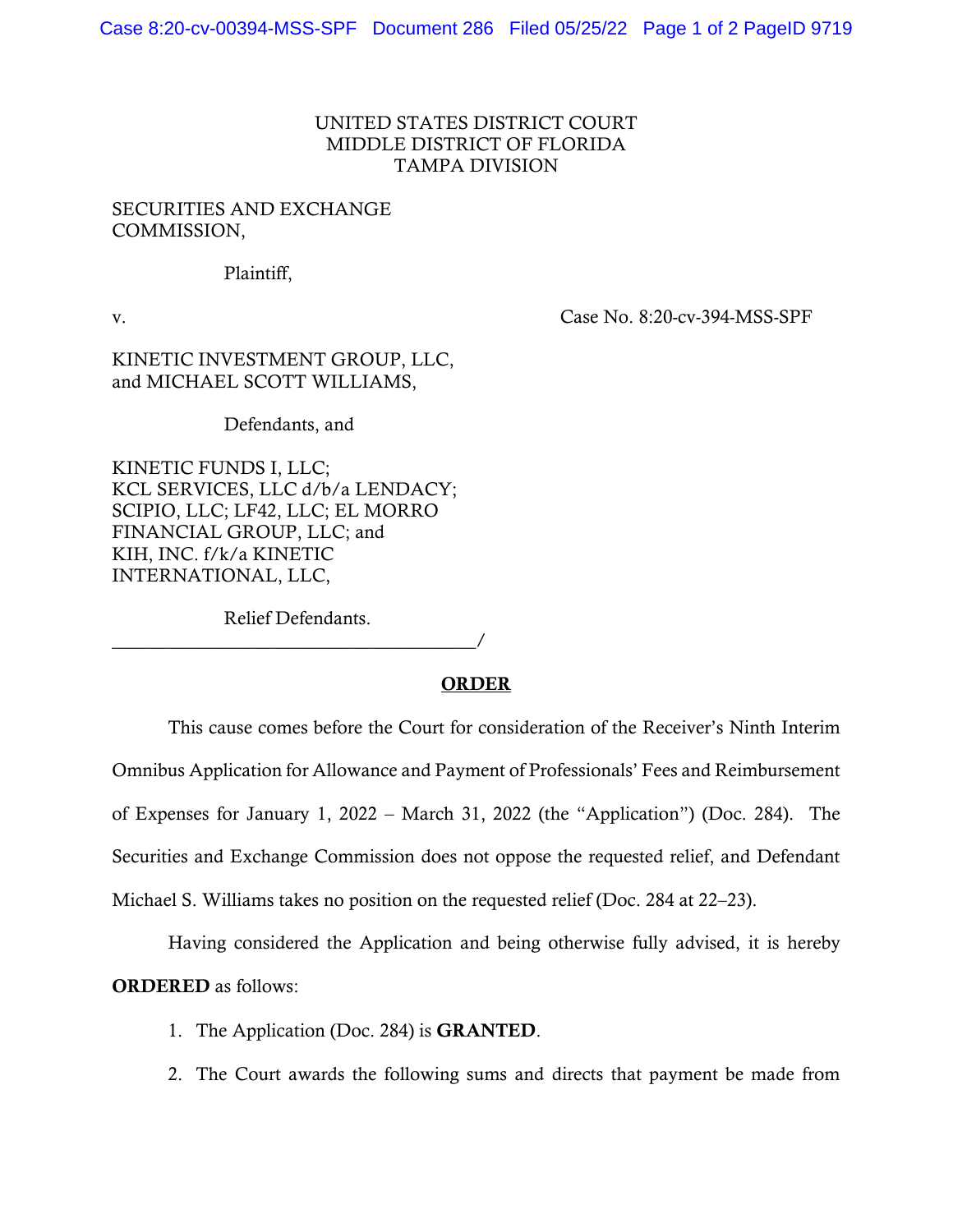UNITED STATES DISTRICT COURT
MIDDLE DISTRICT OF FLORIDA
TAMPA DIVISION

SECURITIES AND EXCHANGE COMMISSION,

Plaintiff,

v. Case No. 8:20-cv-394-MSS-SPF

KINETIC INVESTMENT GROUP, LLC, and MICHAEL SCOTT WILLIAMS,

Defendants, and

KINETIC FUNDS I, LLC; KCL SERVICES, LLC d/b/a LENDACY; SCIPIO, LLC; LF42, LLC; EL MORRO FINANCIAL GROUP, LLC; and KIH, INC. f/k/a KINETIC INTERNATIONAL, LLC,

Relief Defendants.
_____________________________________/

**ORDER**

This cause comes before the Court for consideration of the Receiver's Ninth Interim Omnibus Application for Allowance and Payment of Professionals' Fees and Reimbursement of Expenses for January 1, 2022 – March 31, 2022 (the "Application") (Doc. 284). The Securities and Exchange Commission does not oppose the requested relief, and Defendant Michael S. Williams takes no position on the requested relief (Doc. 284 at 22–23).

Having considered the Application and being otherwise fully advised, it is hereby **ORDERED** as follows:

1. The Application (Doc. 284) is **GRANTED**.
2. The Court awards the following sums and directs that payment be made from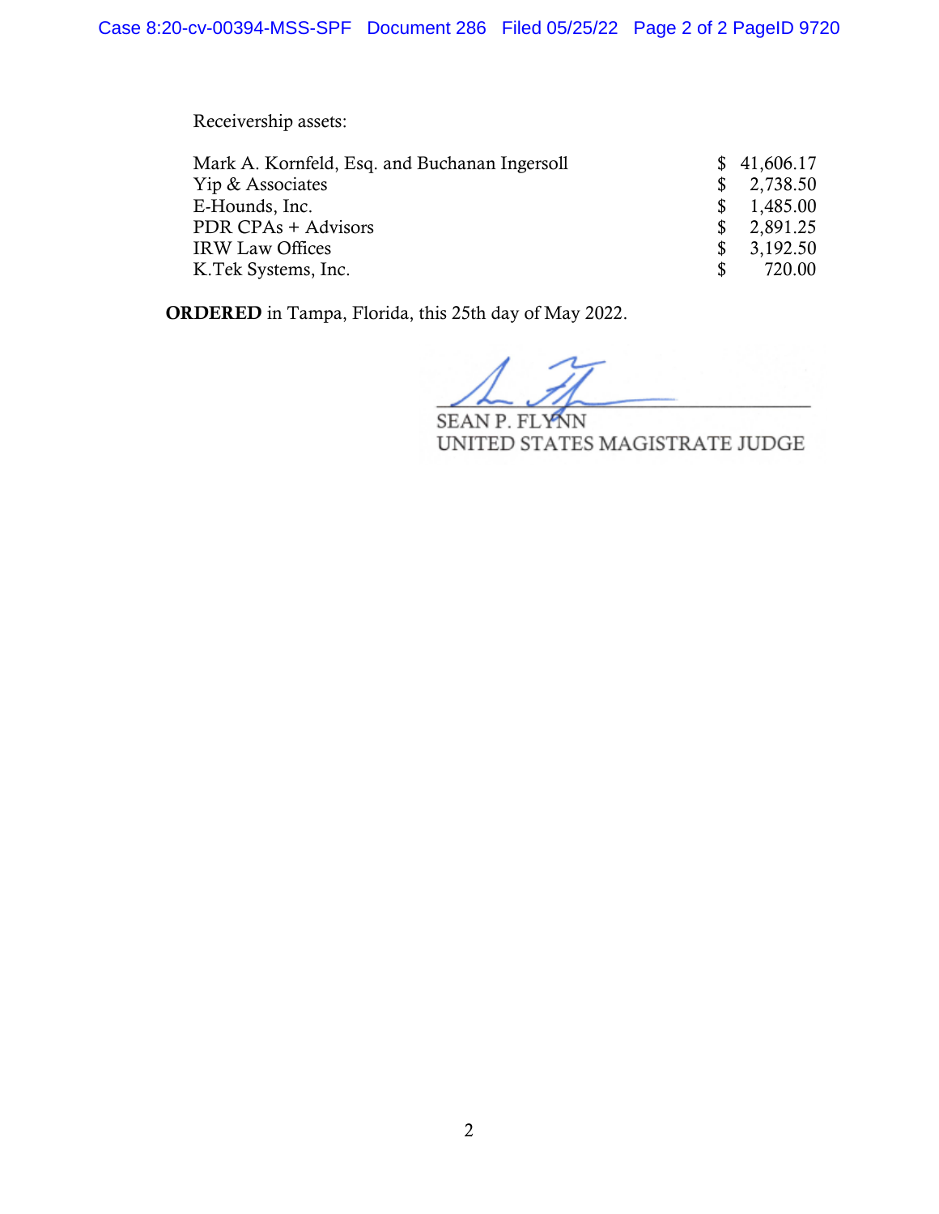Receivership assets:

| | |
|---|---|
| Mark A. Kornfeld, Esq. and Buchanan Ingersoll | $ 41,606.17 |
| Yip & Associates | $ 2,738.50 |
| E-Hounds, Inc. | $ 1,485.00 |
| PDR CPAs + Advisors | $ 2,891.25 |
| IRW Law Offices | $ 3,192.50 |
| K.Tek Systems, Inc. | $ 720.00 |

**ORDERED** in Tampa, Florida, this 25th day of May 2022.

SEAN P. FLYNN
UNITED STATES MAGISTRATE JUDGE